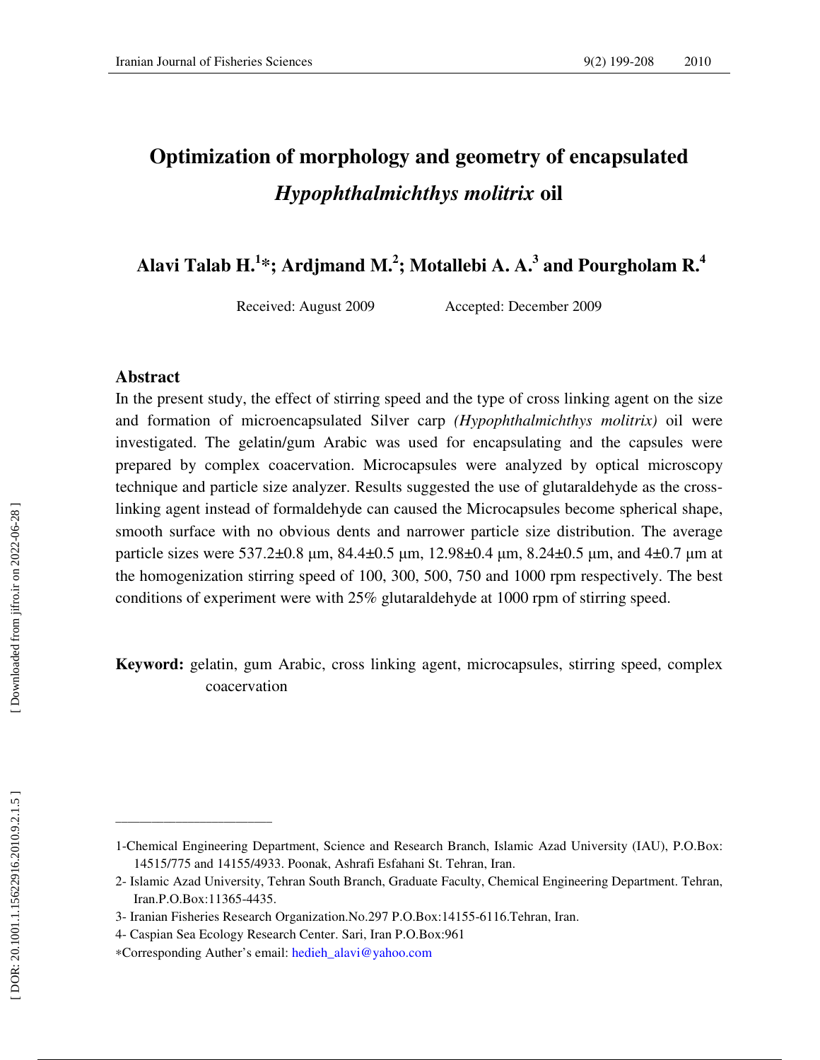# Optimization of morphology and geometry of encapsulated *Hypophthalmichthys molitrix* oil

**Alavi Talab H.[1]*; Ardjmand M.[2]; Motallebi A. A.[3] and Pourgholam R.[4]**

Received: August 2009 Accepted: December 2009

## Abstract

In the present study, the effect of stirring speed and the type of cross linking agent on the size and formation of microencapsulated Silver carp *(Hypophthalmichthys molitrix)* oil were investigated. The gelatin/gum Arabic was used for encapsulating and the capsules were prepared by complex coacervation. Microcapsules were analyzed by optical microscopy technique and particle size analyzer. Results suggested the use of glutaraldehyde as the cross-linking agent instead of formaldehyde can caused the Microcapsules become spherical shape, smooth surface with no obvious dents and narrower particle size distribution. The average particle sizes were 537.2±0.8 µm, 84.4±0.5 µm, 12.98±0.4 µm, 8.24±0.5 µm, and 4±0.7 µm at the homogenization stirring speed of 100, 300, 500, 750 and 1000 rpm respectively. The best conditions of experiment were with 25% glutaraldehyde at 1000 rpm of stirring speed.

**Keyword:** gelatin, gum Arabic, cross linking agent, microcapsules, stirring speed, complex coacervation

---

1-Chemical Engineering Department, Science and Research Branch, Islamic Azad University (IAU), P.O.Box: 14515/775 and 14155/4933. Poonak, Ashrafi Esfahani St. Tehran, Iran.

2- Islamic Azad University, Tehran South Branch, Graduate Faculty, Chemical Engineering Department. Tehran, Iran.P.O.Box:11365-4435.

3- Iranian Fisheries Research Organization.No.297 P.O.Box:14155-6116.Tehran, Iran.

4- Caspian Sea Ecology Research Center. Sari, Iran P.O.Box:961

*Corresponding Auther's email: hedieh_alavi@yahoo.com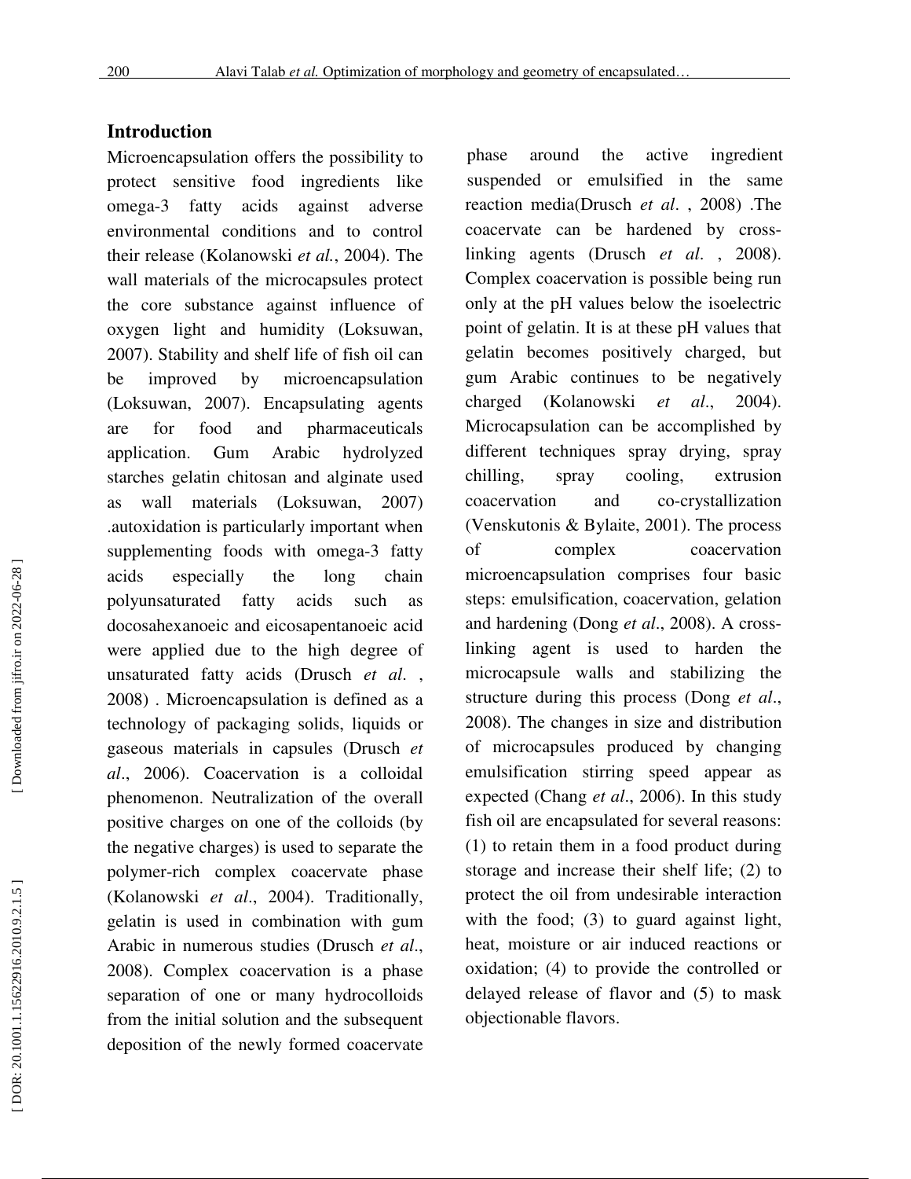## Introduction

Microencapsulation offers the possibility to protect sensitive food ingredients like omega-3 fatty acids against adverse environmental conditions and to control their release (Kolanowski *et al.*, 2004). The wall materials of the microcapsules protect the core substance against influence of oxygen light and humidity (Loksuwan, 2007). Stability and shelf life of fish oil can be improved by microencapsulation (Loksuwan, 2007). Encapsulating agents are for food and pharmaceuticals application. Gum Arabic hydrolyzed starches gelatin chitosan and alginate used as wall materials (Loksuwan, 2007) .autoxidation is particularly important when supplementing foods with omega-3 fatty acids especially the long chain polyunsaturated fatty acids such as docosahexanoeic and eicosapentanoeic acid were applied due to the high degree of unsaturated fatty acids (Drusch *et al.* , 2008) . Microencapsulation is defined as a technology of packaging solids, liquids or gaseous materials in capsules (Drusch *et al*., 2006). Coacervation is a colloidal phenomenon. Neutralization of the overall positive charges on one of the colloids (by the negative charges) is used to separate the polymer-rich complex coacervate phase (Kolanowski *et al*., 2004). Traditionally, gelatin is used in combination with gum Arabic in numerous studies (Drusch *et al*., 2008). Complex coacervation is a phase separation of one or many hydrocolloids from the initial solution and the subsequent deposition of the newly formed coacervate phase around the active ingredient suspended or emulsified in the same reaction media(Drusch *et al.* , 2008) .The coacervate can be hardened by cross-linking agents (Drusch *et al.* , 2008). Complex coacervation is possible being run only at the pH values below the isoelectric point of gelatin. It is at these pH values that gelatin becomes positively charged, but gum Arabic continues to be negatively charged (Kolanowski *et al*., 2004). Microcapsulation can be accomplished by different techniques spray drying, spray chilling, spray cooling, extrusion coacervation and co-crystallization (Venskutonis & Bylaite, 2001). The process of complex coacervation microencapsulation comprises four basic steps: emulsification, coacervation, gelation and hardening (Dong *et al*., 2008). A cross-linking agent is used to harden the microcapsule walls and stabilizing the structure during this process (Dong *et al*., 2008). The changes in size and distribution of microcapsules produced by changing emulsification stirring speed appear as expected (Chang *et al*., 2006). In this study fish oil are encapsulated for several reasons: (1) to retain them in a food product during storage and increase their shelf life; (2) to protect the oil from undesirable interaction with the food; (3) to guard against light, heat, moisture or air induced reactions or oxidation; (4) to provide the controlled or delayed release of flavor and (5) to mask objectionable flavors.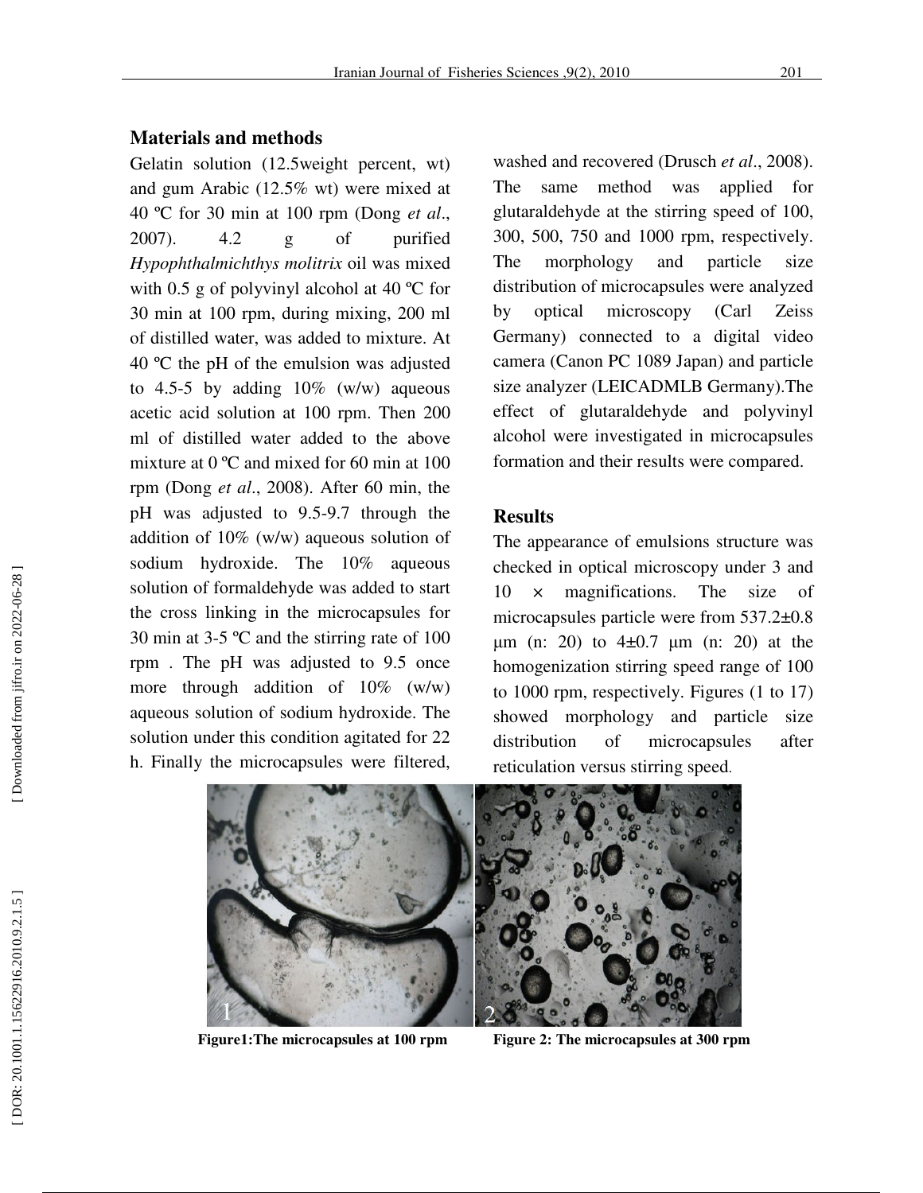## Materials and methods

Gelatin solution (12.5weight percent, wt) and gum Arabic (12.5% wt) were mixed at 40 ºC for 30 min at 100 rpm (Dong *et al*., 2007). 4.2 g of purified *Hypophthalmichthys molitrix* oil was mixed with 0.5 g of polyvinyl alcohol at 40 ºC for 30 min at 100 rpm, during mixing, 200 ml of distilled water, was added to mixture. At 40 ºC the pH of the emulsion was adjusted to 4.5-5 by adding 10% (w/w) aqueous acetic acid solution at 100 rpm. Then 200 ml of distilled water added to the above mixture at 0 ºC and mixed for 60 min at 100 rpm (Dong *et al*., 2008). After 60 min, the pH was adjusted to 9.5-9.7 through the addition of 10% (w/w) aqueous solution of sodium hydroxide. The 10% aqueous solution of formaldehyde was added to start the cross linking in the microcapsules for 30 min at 3-5 ºC and the stirring rate of 100 rpm . The pH was adjusted to 9.5 once more through addition of 10% (w/w) aqueous solution of sodium hydroxide. The solution under this condition agitated for 22 h. Finally the microcapsules were filtered, washed and recovered (Drusch *et al*., 2008). The same method was applied for glutaraldehyde at the stirring speed of 100, 300, 500, 750 and 1000 rpm, respectively. The morphology and particle size distribution of microcapsules were analyzed by optical microscopy (Carl Zeiss Germany) connected to a digital video camera (Canon PC 1089 Japan) and particle size analyzer (LEICADMLB Germany).The effect of glutaraldehyde and polyvinyl alcohol were investigated in microcapsules formation and their results were compared.

## Results

The appearance of emulsions structure was checked in optical microscopy under 3 and 10 × magnifications. The size of microcapsules particle were from 537.2±0.8 µm (n: 20) to 4±0.7 µm (n: 20) at the homogenization stirring speed range of 100 to 1000 rpm, respectively. Figures (1 to 17) showed morphology and particle size distribution of microcapsules after reticulation versus stirring speed.

**Figure1:The microcapsules at 100 rpm**

**Figure 2: The microcapsules at 300 rpm**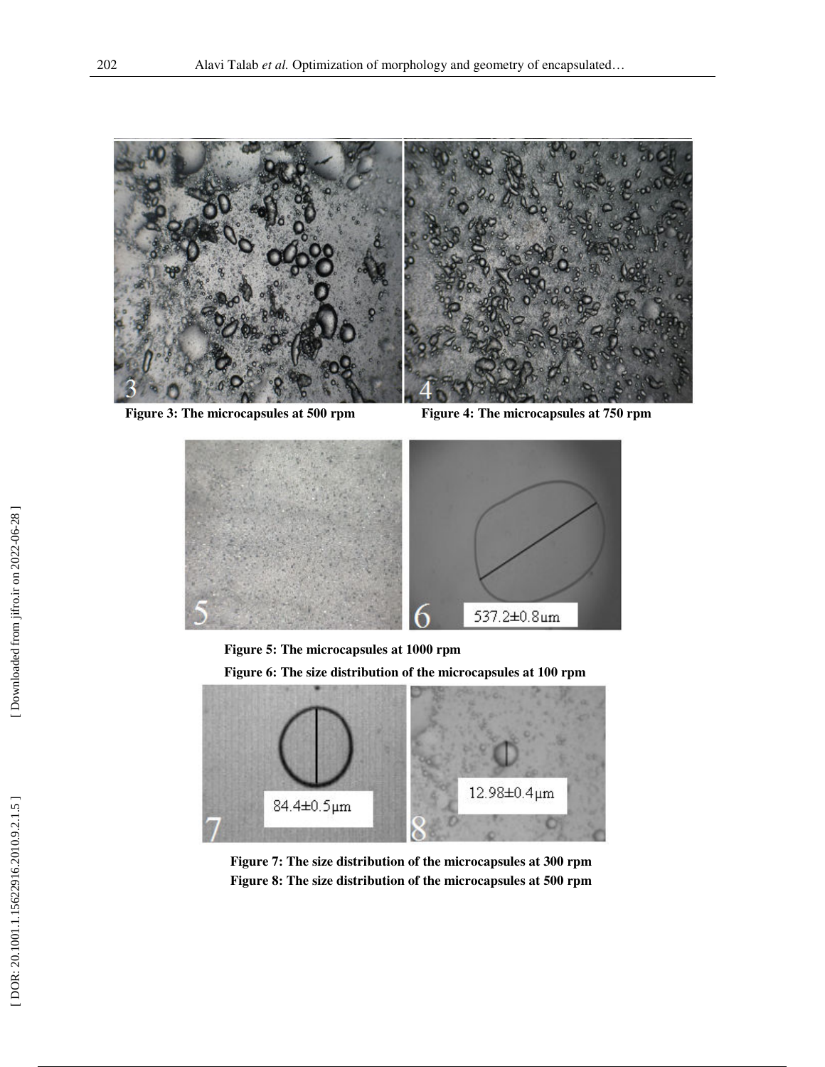Figure 3: The microcapsules at 500 rpm

Figure 4: The microcapsules at 750 rpm

Figure 5: The microcapsules at 1000 rpm

Figure 6: The size distribution of the microcapsules at 100 rpm

Figure 7: The size distribution of the microcapsules at 300 rpm

Figure 8: The size distribution of the microcapsules at 500 rpm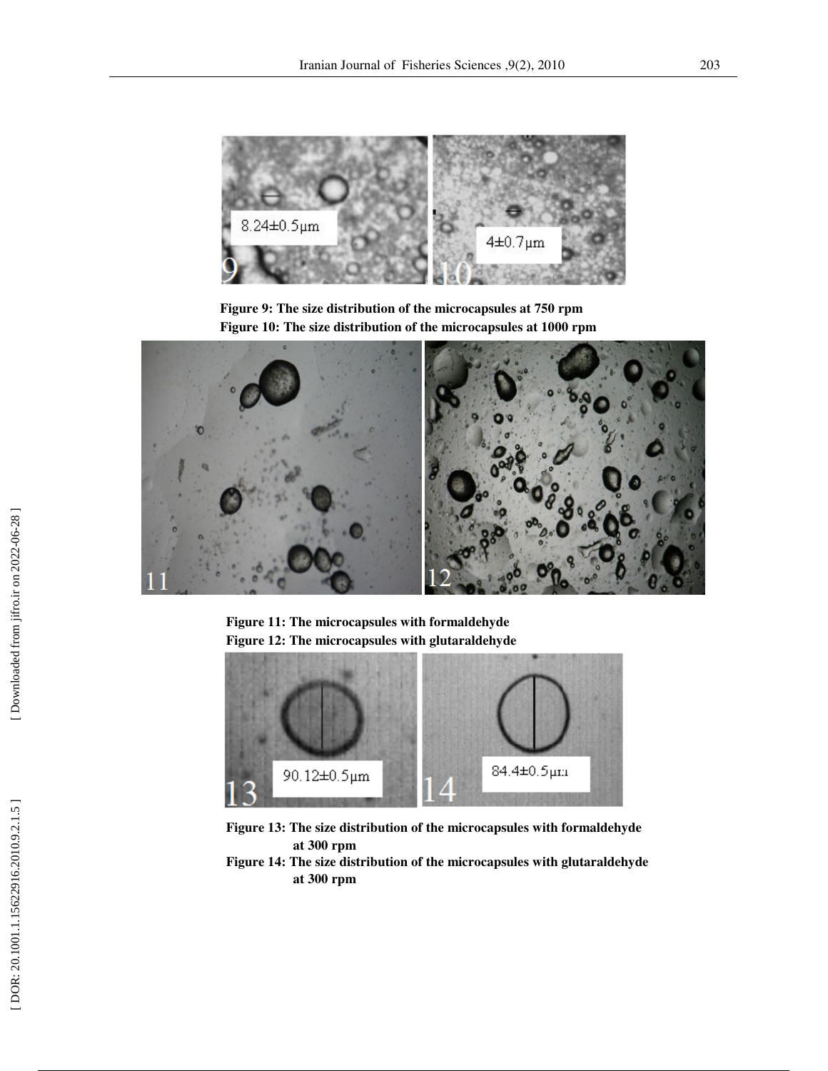Figure 9: The size distribution of the microcapsules at 750 rpm

Figure 10: The size distribution of the microcapsules at 1000 rpm

Figure 11: The microcapsules with formaldehyde

Figure 12: The microcapsules with glutaraldehyde

Figure 13: The size distribution of the microcapsules with formaldehyde at 300 rpm

Figure 14: The size distribution of the microcapsules with glutaraldehyde at 300 rpm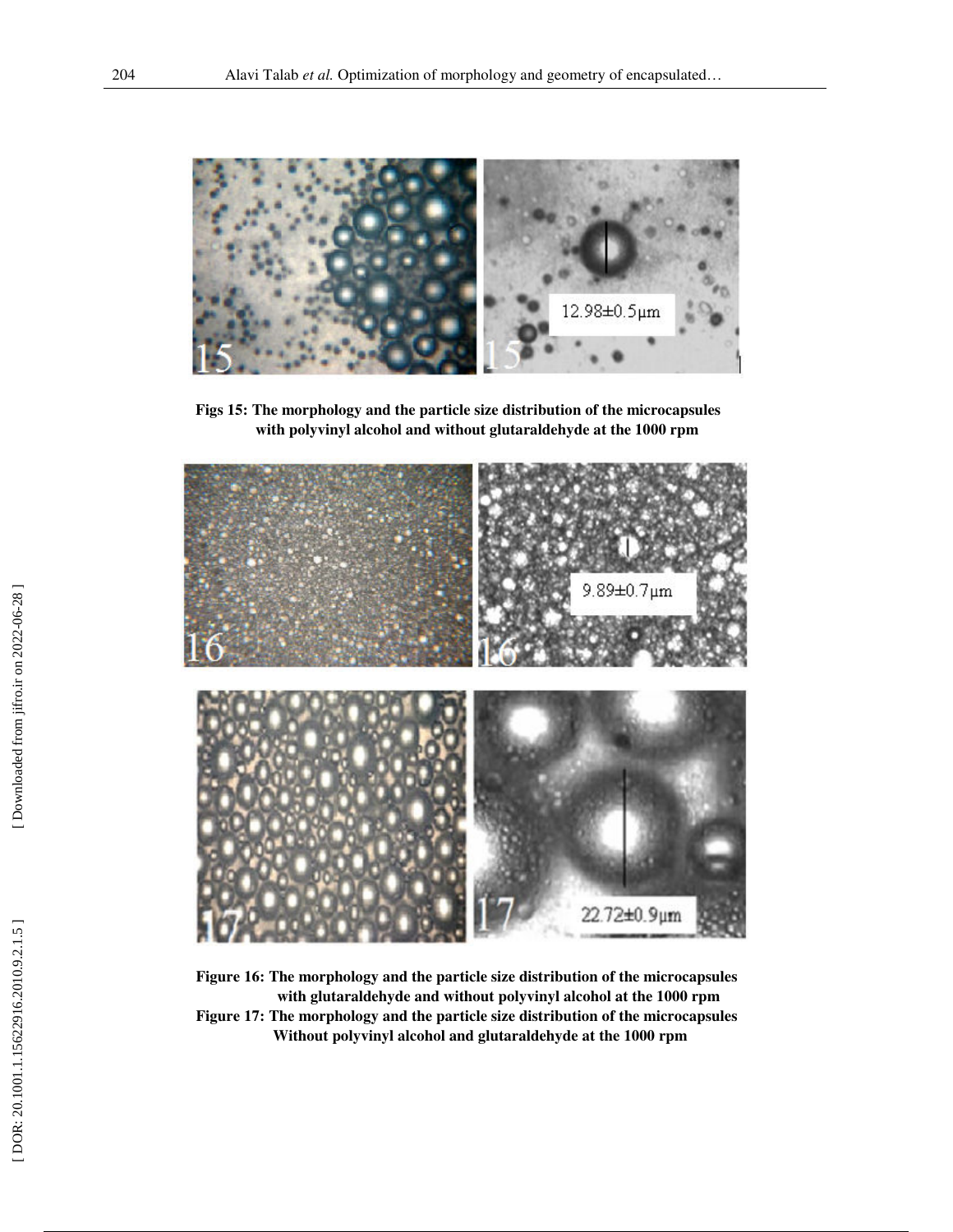**Figs 15: The morphology and the particle size distribution of the microcapsules with polyvinyl alcohol and without glutaraldehyde at the 1000 rpm**

**Figure 16: The morphology and the particle size distribution of the microcapsules with glutaraldehyde and without polyvinyl alcohol at the 1000 rpm**

**Figure 17: The morphology and the particle size distribution of the microcapsules Without polyvinyl alcohol and glutaraldehyde at the 1000 rpm**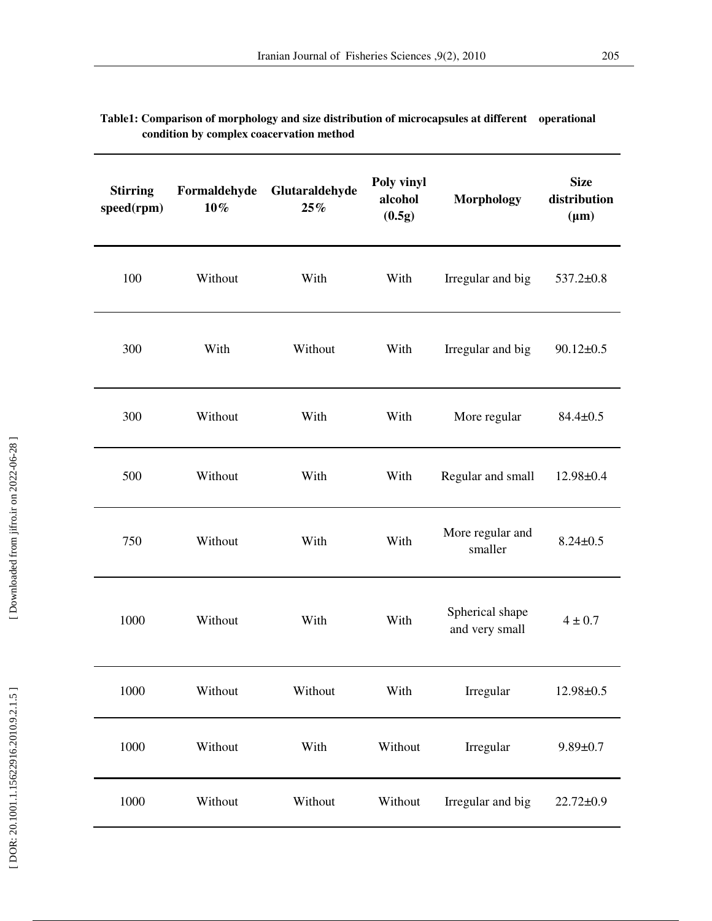**Table1: Comparison of morphology and size distribution of microcapsules at different operational condition by complex coacervation method**

| Stirring speed(rpm) | Formaldehyde 10% | Glutaraldehyde 25% | Poly vinyl alcohol (0.5g) | Morphology | Size distribution (μm) |
|---|---|---|---|---|---|
| 100 | Without | With | With | Irregular and big | 537.2±0.8 |
| 300 | With | Without | With | Irregular and big | 90.12±0.5 |
| 300 | Without | With | With | More regular | 84.4±0.5 |
| 500 | Without | With | With | Regular and small | 12.98±0.4 |
| 750 | Without | With | With | More regular and smaller | 8.24±0.5 |
| 1000 | Without | With | With | Spherical shape and very small | 4 ± 0.7 |
| 1000 | Without | Without | With | Irregular | 12.98±0.5 |
| 1000 | Without | With | Without | Irregular | 9.89±0.7 |
| 1000 | Without | Without | Without | Irregular and big | 22.72±0.9 |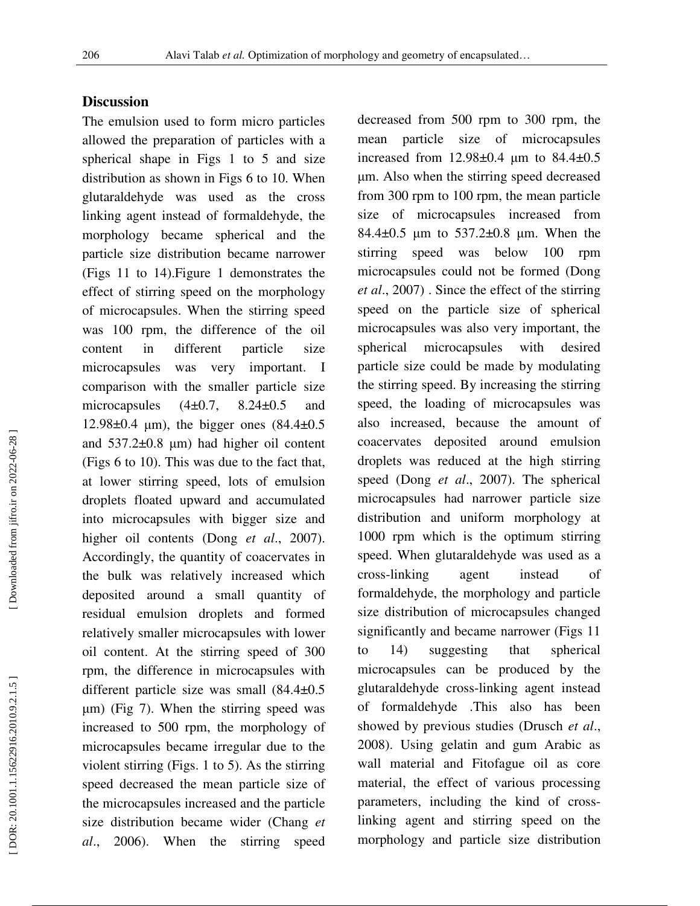## Discussion

The emulsion used to form micro particles allowed the preparation of particles with a spherical shape in Figs 1 to 5 and size distribution as shown in Figs 6 to 10. When glutaraldehyde was used as the cross linking agent instead of formaldehyde, the morphology became spherical and the particle size distribution became narrower (Figs 11 to 14).Figure 1 demonstrates the effect of stirring speed on the morphology of microcapsules. When the stirring speed was 100 rpm, the difference of the oil content in different particle size microcapsules was very important. I comparison with the smaller particle size microcapsules (4±0.7, 8.24±0.5 and 12.98±0.4 μm), the bigger ones (84.4±0.5 and 537.2±0.8 μm) had higher oil content (Figs 6 to 10). This was due to the fact that, at lower stirring speed, lots of emulsion droplets floated upward and accumulated into microcapsules with bigger size and higher oil contents (Dong *et al*., 2007). Accordingly, the quantity of coacervates in the bulk was relatively increased which deposited around a small quantity of residual emulsion droplets and formed relatively smaller microcapsules with lower oil content. At the stirring speed of 300 rpm, the difference in microcapsules with different particle size was small (84.4±0.5 μm) (Fig 7). When the stirring speed was increased to 500 rpm, the morphology of microcapsules became irregular due to the violent stirring (Figs. 1 to 5). As the stirring speed decreased the mean particle size of the microcapsules increased and the particle size distribution became wider (Chang *et al*., 2006). When the stirring speed decreased from 500 rpm to 300 rpm, the mean particle size of microcapsules increased from 12.98±0.4 μm to 84.4±0.5 μm. Also when the stirring speed decreased from 300 rpm to 100 rpm, the mean particle size of microcapsules increased from 84.4±0.5 μm to 537.2±0.8 μm. When the stirring speed was below 100 rpm microcapsules could not be formed (Dong *et al*., 2007) . Since the effect of the stirring speed on the particle size of spherical microcapsules was also very important, the spherical microcapsules with desired particle size could be made by modulating the stirring speed. By increasing the stirring speed, the loading of microcapsules was also increased, because the amount of coacervates deposited around emulsion droplets was reduced at the high stirring speed (Dong *et al*., 2007). The spherical microcapsules had narrower particle size distribution and uniform morphology at 1000 rpm which is the optimum stirring speed. When glutaraldehyde was used as a cross-linking agent instead of formaldehyde, the morphology and particle size distribution of microcapsules changed significantly and became narrower (Figs 11 to 14) suggesting that spherical microcapsules can be produced by the glutaraldehyde cross-linking agent instead of formaldehyde .This also has been showed by previous studies (Drusch *et al*., 2008). Using gelatin and gum Arabic as wall material and Fitofague oil as core material, the effect of various processing parameters, including the kind of cross-linking agent and stirring speed on the morphology and particle size distribution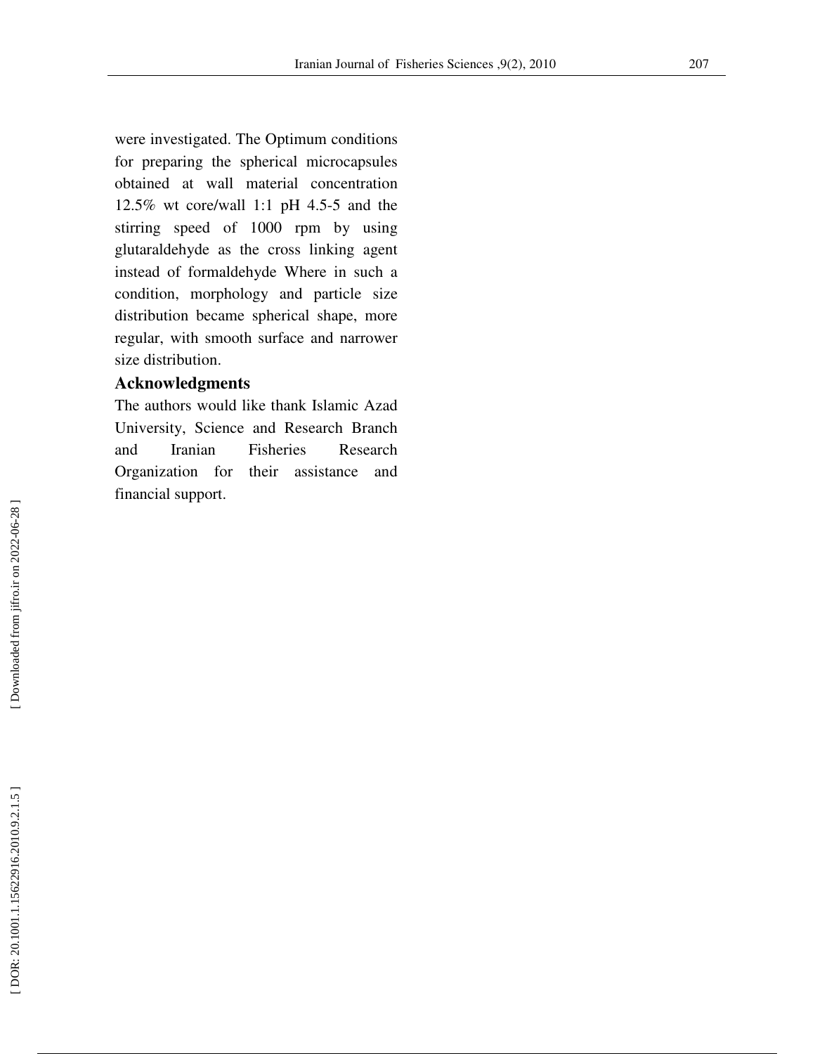were investigated. The Optimum conditions for preparing the spherical microcapsules obtained at wall material concentration 12.5% wt core/wall 1:1 pH 4.5-5 and the stirring speed of 1000 rpm by using glutaraldehyde as the cross linking agent instead of formaldehyde Where in such a condition, morphology and particle size distribution became spherical shape, more regular, with smooth surface and narrower size distribution.

## Acknowledgments

The authors would like thank Islamic Azad University, Science and Research Branch and Iranian Fisheries Research Organization for their assistance and financial support.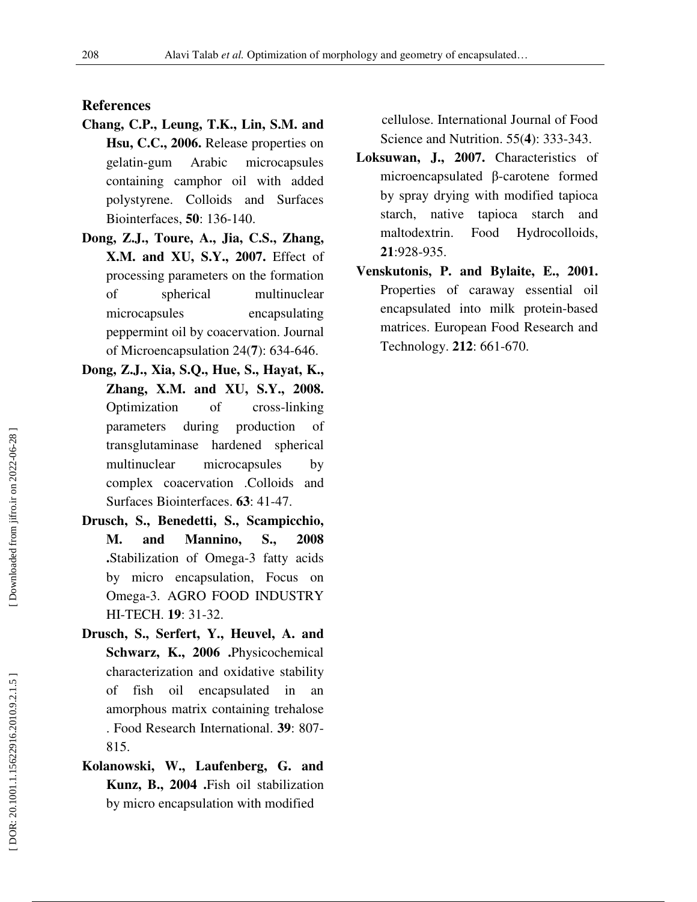## References

**Chang, C.P., Leung, T.K., Lin, S.M. and Hsu, C.C., 2006.** Release properties on gelatin-gum Arabic microcapsules containing camphor oil with added polystyrene. Colloids and Surfaces Biointerfaces, **50**: 136-140.

**Dong, Z.J., Toure, A., Jia, C.S., Zhang, X.M. and XU, S.Y., 2007.** Effect of processing parameters on the formation of spherical multinuclear microcapsules encapsulating peppermint oil by coacervation. Journal of Microencapsulation 24(**7**): 634-646.

**Dong, Z.J., Xia, S.Q., Hue, S., Hayat, K., Zhang, X.M. and XU, S.Y., 2008.** Optimization of cross-linking parameters during production of transglutaminase hardened spherical multinuclear microcapsules by complex coacervation .Colloids and Surfaces Biointerfaces. **63**: 41-47.

**Drusch, S., Benedetti, S., Scampicchio, M. and Mannino, S., 2008 .**Stabilization of Omega-3 fatty acids by micro encapsulation, Focus on Omega-3. AGRO FOOD INDUSTRY HI-TECH. **19**: 31-32.

**Drusch, S., Serfert, Y., Heuvel, A. and Schwarz, K., 2006 .**Physicochemical characterization and oxidative stability of fish oil encapsulated in an amorphous matrix containing trehalose . Food Research International. **39**: 807-815.

**Kolanowski, W., Laufenberg, G. and Kunz, B., 2004 .**Fish oil stabilization by micro encapsulation with modified cellulose. International Journal of Food Science and Nutrition. 55(**4**): 333-343.

**Loksuwan, J., 2007.** Characteristics of microencapsulated β-carotene formed by spray drying with modified tapioca starch, native tapioca starch and maltodextrin. Food Hydrocolloids, **21**:928-935.

**Venskutonis, P. and Bylaite, E., 2001.** Properties of caraway essential oil encapsulated into milk protein-based matrices. European Food Research and Technology. **212**: 661-670.